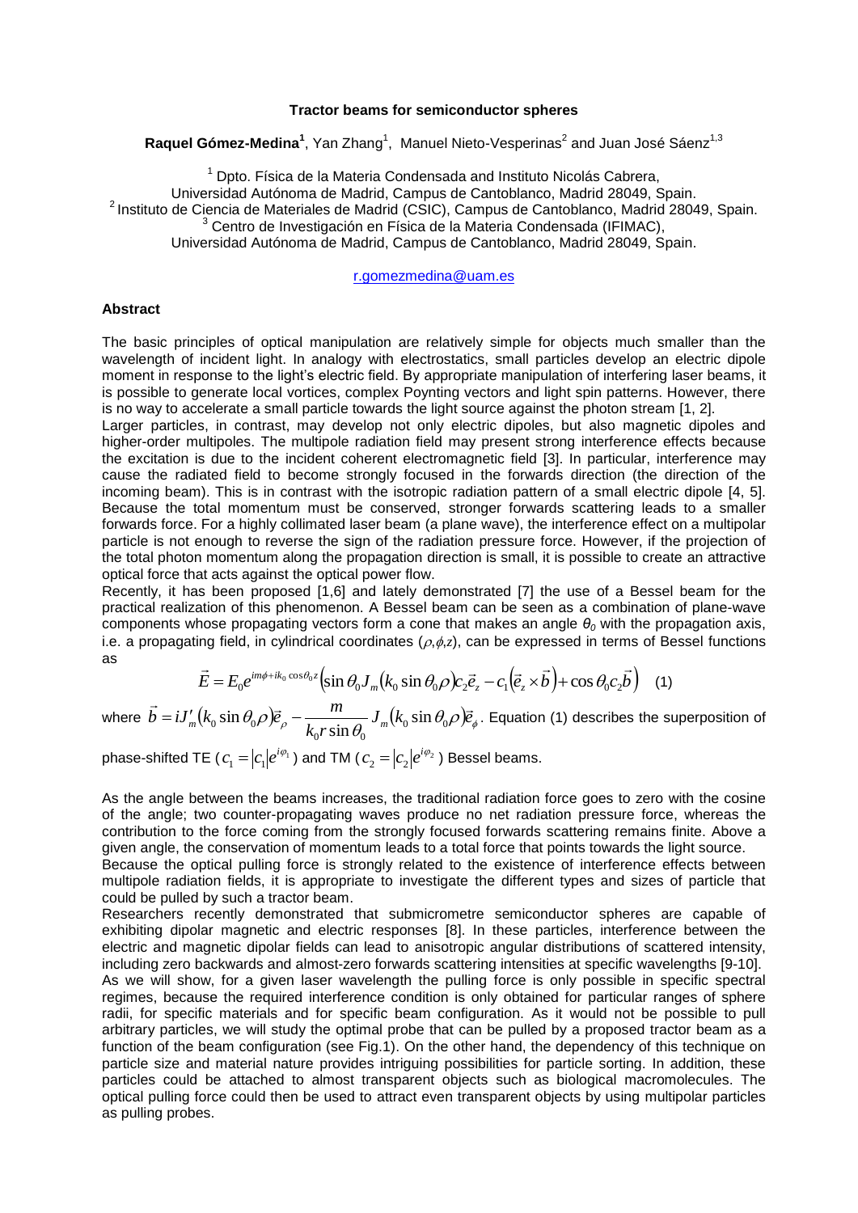# Tractor beams for semiconductor spheres

**Raquel Gómez-Medina**[1], Yan Zhang[1], Manuel Nieto-Vesperinas[2] and Juan José Sáenz[1,3]

[1] Dpto. Física de la Materia Condensada and Instituto Nicolás Cabrera, Universidad Autónoma de Madrid, Campus de Cantoblanco, Madrid 28049, Spain.
[2] Instituto de Ciencia de Materiales de Madrid (CSIC), Campus de Cantoblanco, Madrid 28049, Spain.
[3] Centro de Investigación en Física de la Materia Condensada (IFIMAC), Universidad Autónoma de Madrid, Campus de Cantoblanco, Madrid 28049, Spain.

r.gomezmedina@uam.es

## Abstract

The basic principles of optical manipulation are relatively simple for objects much smaller than the wavelength of incident light. In analogy with electrostatics, small particles develop an electric dipole moment in response to the light's electric field. By appropriate manipulation of interfering laser beams, it is possible to generate local vortices, complex Poynting vectors and light spin patterns. However, there is no way to accelerate a small particle towards the light source against the photon stream [1, 2].

Larger particles, in contrast, may develop not only electric dipoles, but also magnetic dipoles and higher-order multipoles. The multipole radiation field may present strong interference effects because the excitation is due to the incident coherent electromagnetic field [3]. In particular, interference may cause the radiated field to become strongly focused in the forwards direction (the direction of the incoming beam). This is in contrast with the isotropic radiation pattern of a small electric dipole [4, 5]. Because the total momentum must be conserved, stronger forwards scattering leads to a smaller forwards force. For a highly collimated laser beam (a plane wave), the interference effect on a multipolar particle is not enough to reverse the sign of the radiation pressure force. However, if the projection of the total photon momentum along the propagation direction is small, it is possible to create an attractive optical force that acts against the optical power flow.

Recently, it has been proposed [1,6] and lately demonstrated [7] the use of a Bessel beam for the practical realization of this phenomenon. A Bessel beam can be seen as a combination of plane-wave components whose propagating vectors form a cone that makes an angle $\theta_0$ with the propagation axis, i.e. a propagating field, in cylindrical coordinates $(\rho,\phi,z)$, can be expressed in terms of Bessel functions as

$$\vec{E} = E_0 e^{im\phi + ik_0 \cos\theta_0 z}\left(\sin\theta_0 J_m(k_0 \sin\theta_0 \rho) c_2 \vec{e}_z - c_1\left(\vec{e}_z \times \vec{b}\right) + \cos\theta_0 c_2 \vec{b}\right) \quad (1)$$

where $\vec{b} = iJ'_m(k_0 \sin\theta_0 \rho)\vec{e}_\rho - \dfrac{m}{k_0 r \sin\theta_0} J_m(k_0 \sin\theta_0 \rho)\vec{e}_\phi$. Equation (1) describes the superposition of phase-shifted TE ($c_1 = |c_1|e^{i\varphi_1}$) and TM ($c_2 = |c_2|e^{i\varphi_2}$) Bessel beams.

As the angle between the beams increases, the traditional radiation force goes to zero with the cosine of the angle; two counter-propagating waves produce no net radiation pressure force, whereas the contribution to the force coming from the strongly focused forwards scattering remains finite. Above a given angle, the conservation of momentum leads to a total force that points towards the light source.

Because the optical pulling force is strongly related to the existence of interference effects between multipole radiation fields, it is appropriate to investigate the different types and sizes of particle that could be pulled by such a tractor beam.

Researchers recently demonstrated that submicrometre semiconductor spheres are capable of exhibiting dipolar magnetic and electric responses [8]. In these particles, interference between the electric and magnetic dipolar fields can lead to anisotropic angular distributions of scattered intensity, including zero backwards and almost-zero forwards scattering intensities at specific wavelengths [9-10].

As we will show, for a given laser wavelength the pulling force is only possible in specific spectral regimes, because the required interference condition is only obtained for particular ranges of sphere radii, for specific materials and for specific beam configuration. As it would not be possible to pull arbitrary particles, we will study the optimal probe that can be pulled by a proposed tractor beam as a function of the beam configuration (see Fig.1). On the other hand, the dependency of this technique on particle size and material nature provides intriguing possibilities for particle sorting. In addition, these particles could be attached to almost transparent objects such as biological macromolecules. The optical pulling force could then be used to attract even transparent objects by using multipolar particles as pulling probes.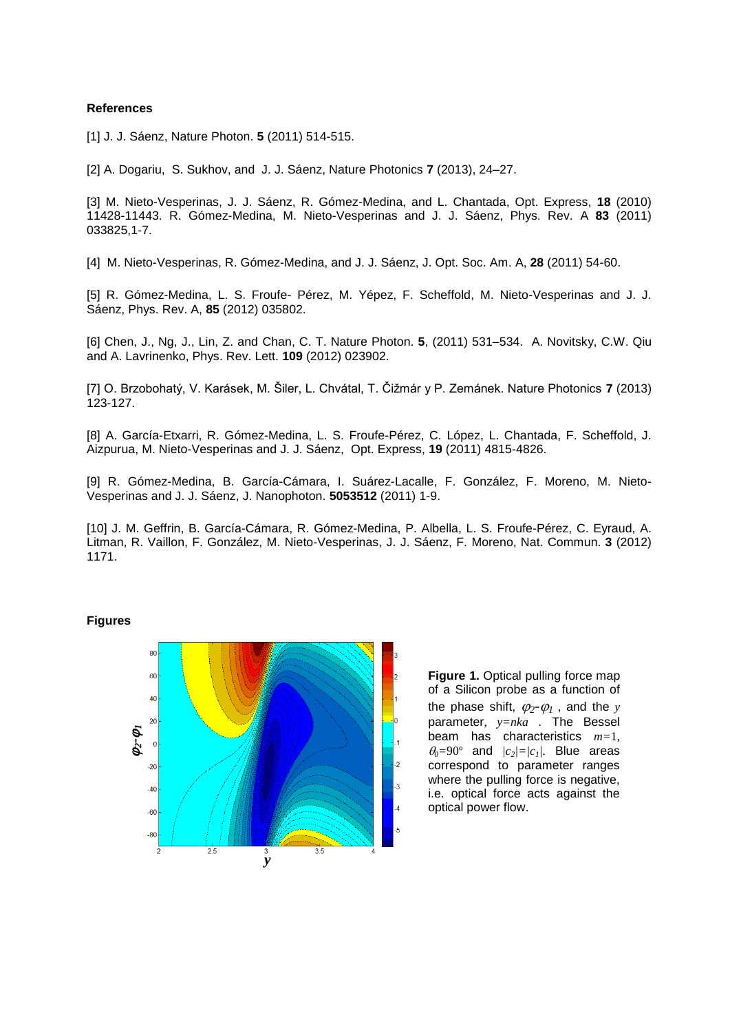## References

[1] J. J. Sáenz, Nature Photon. **5** (2011) 514-515.

[2] A. Dogariu, S. Sukhov, and J. J. Sáenz, Nature Photonics **7** (2013), 24–27.

[3] M. Nieto-Vesperinas, J. J. Sáenz, R. Gómez-Medina, and L. Chantada, Opt. Express, **18** (2010) 11428-11443. R. Gómez-Medina, M. Nieto-Vesperinas and J. J. Sáenz, Phys. Rev. A **83** (2011) 033825,1-7.

[4] M. Nieto-Vesperinas, R. Gómez-Medina, and J. J. Sáenz, J. Opt. Soc. Am. A, **28** (2011) 54-60.

[5] R. Gómez-Medina, L. S. Froufe- Pérez, M. Yépez, F. Scheffold, M. Nieto-Vesperinas and J. J. Sáenz, Phys. Rev. A, **85** (2012) 035802.

[6] Chen, J., Ng, J., Lin, Z. and Chan, C. T. Nature Photon. **5**, (2011) 531–534. A. Novitsky, C.W. Qiu and A. Lavrinenko, Phys. Rev. Lett. **109** (2012) 023902.

[7] O. Brzobohatý, V. Karásek, M. Šiler, L. Chvátal, T. Čižmár y P. Zemánek. Nature Photonics **7** (2013) 123-127.

[8] A. García-Etxarri, R. Gómez-Medina, L. S. Froufe-Pérez, C. López, L. Chantada, F. Scheffold, J. Aizpurua, M. Nieto-Vesperinas and J. J. Sáenz, Opt. Express, **19** (2011) 4815-4826.

[9] R. Gómez-Medina, B. García-Cámara, I. Suárez-Lacalle, F. González, F. Moreno, M. Nieto-Vesperinas and J. J. Sáenz, J. Nanophoton. **5053512** (2011) 1-9.

[10] J. M. Geffrin, B. García-Cámara, R. Gómez-Medina, P. Albella, L. S. Froufe-Pérez, C. Eyraud, A. Litman, R. Vaillon, F. González, M. Nieto-Vesperinas, J. J. Sáenz, F. Moreno, Nat. Commun. **3** (2012) 1171.

## Figures

$\varphi_2$-$\varphi_1$

80
60
40
20
0
-20
-40
-60
-80

2
2.5
3
3.5
4

$y$

3
2
1
0
-1
-2
-3
-4
-5

**Figure 1.** Optical pulling force map of a Silicon probe as a function of the phase shift, $\varphi_2$-$\varphi_1$ , and the $y$ parameter, $y=nka$ . The Bessel beam has characteristics $m=1$, $\theta_0=90^{\text{o}}$ and $|c_2|=|c_1|$. Blue areas correspond to parameter ranges where the pulling force is negative, i.e. optical force acts against the optical power flow.